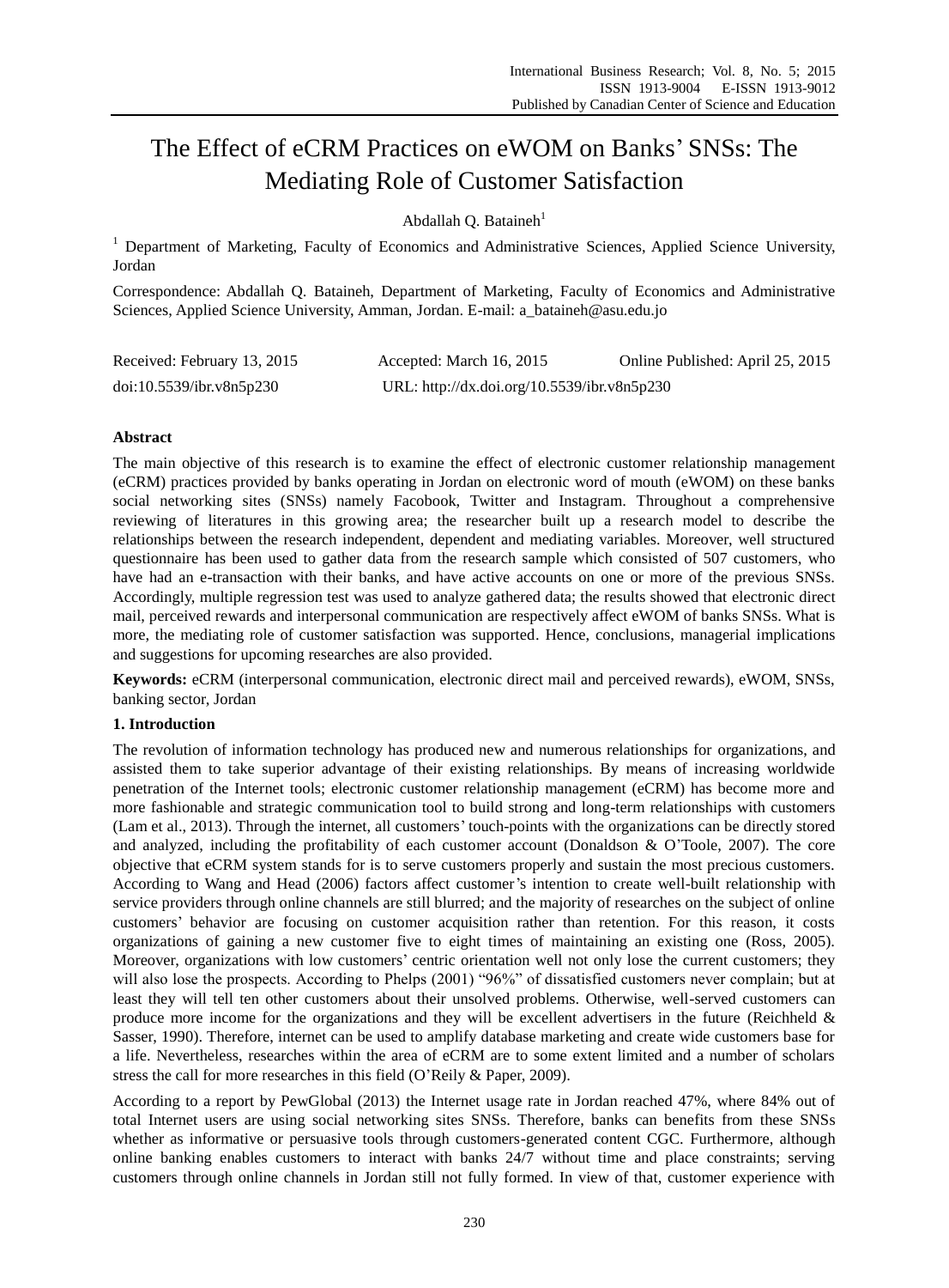# The Effect of eCRM Practices on eWOM on Banks' SNSs: The Mediating Role of Customer Satisfaction

Abdallah Q. Bataineh[1]

[1] Department of Marketing, Faculty of Economics and Administrative Sciences, Applied Science University, Jordan

Correspondence: Abdallah Q. Bataineh, Department of Marketing, Faculty of Economics and Administrative Sciences, Applied Science University, Amman, Jordan. E-mail: a_bataineh@asu.edu.jo

Received: February 13, 2015 Accepted: March 16, 2015 Online Published: April 25, 2015

doi:10.5539/ibr.v8n5p230 URL: http://dx.doi.org/10.5539/ibr.v8n5p230

## Abstract

The main objective of this research is to examine the effect of electronic customer relationship management (eCRM) practices provided by banks operating in Jordan on electronic word of mouth (eWOM) on these banks social networking sites (SNSs) namely Facobook, Twitter and Instagram. Throughout a comprehensive reviewing of literatures in this growing area; the researcher built up a research model to describe the relationships between the research independent, dependent and mediating variables. Moreover, well structured questionnaire has been used to gather data from the research sample which consisted of 507 customers, who have had an e-transaction with their banks, and have active accounts on one or more of the previous SNSs. Accordingly, multiple regression test was used to analyze gathered data; the results showed that electronic direct mail, perceived rewards and interpersonal communication are respectively affect eWOM of banks SNSs. What is more, the mediating role of customer satisfaction was supported. Hence, conclusions, managerial implications and suggestions for upcoming researches are also provided.

**Keywords:** eCRM (interpersonal communication, electronic direct mail and perceived rewards), eWOM, SNSs, banking sector, Jordan

## 1. Introduction

The revolution of information technology has produced new and numerous relationships for organizations, and assisted them to take superior advantage of their existing relationships. By means of increasing worldwide penetration of the Internet tools; electronic customer relationship management (eCRM) has become more and more fashionable and strategic communication tool to build strong and long-term relationships with customers (Lam et al., 2013). Through the internet, all customers' touch-points with the organizations can be directly stored and analyzed, including the profitability of each customer account (Donaldson & O'Toole, 2007). The core objective that eCRM system stands for is to serve customers properly and sustain the most precious customers. According to Wang and Head (2006) factors affect customer's intention to create well-built relationship with service providers through online channels are still blurred; and the majority of researches on the subject of online customers' behavior are focusing on customer acquisition rather than retention. For this reason, it costs organizations of gaining a new customer five to eight times of maintaining an existing one (Ross, 2005). Moreover, organizations with low customers' centric orientation well not only lose the current customers; they will also lose the prospects. According to Phelps (2001) "96%" of dissatisfied customers never complain; but at least they will tell ten other customers about their unsolved problems. Otherwise, well-served customers can produce more income for the organizations and they will be excellent advertisers in the future (Reichheld & Sasser, 1990). Therefore, internet can be used to amplify database marketing and create wide customers base for a life. Nevertheless, researches within the area of eCRM are to some extent limited and a number of scholars stress the call for more researches in this field (O'Reily & Paper, 2009).

According to a report by PewGlobal (2013) the Internet usage rate in Jordan reached 47%, where 84% out of total Internet users are using social networking sites SNSs. Therefore, banks can benefits from these SNSs whether as informative or persuasive tools through customers-generated content CGC. Furthermore, although online banking enables customers to interact with banks 24/7 without time and place constraints; serving customers through online channels in Jordan still not fully formed. In view of that, customer experience with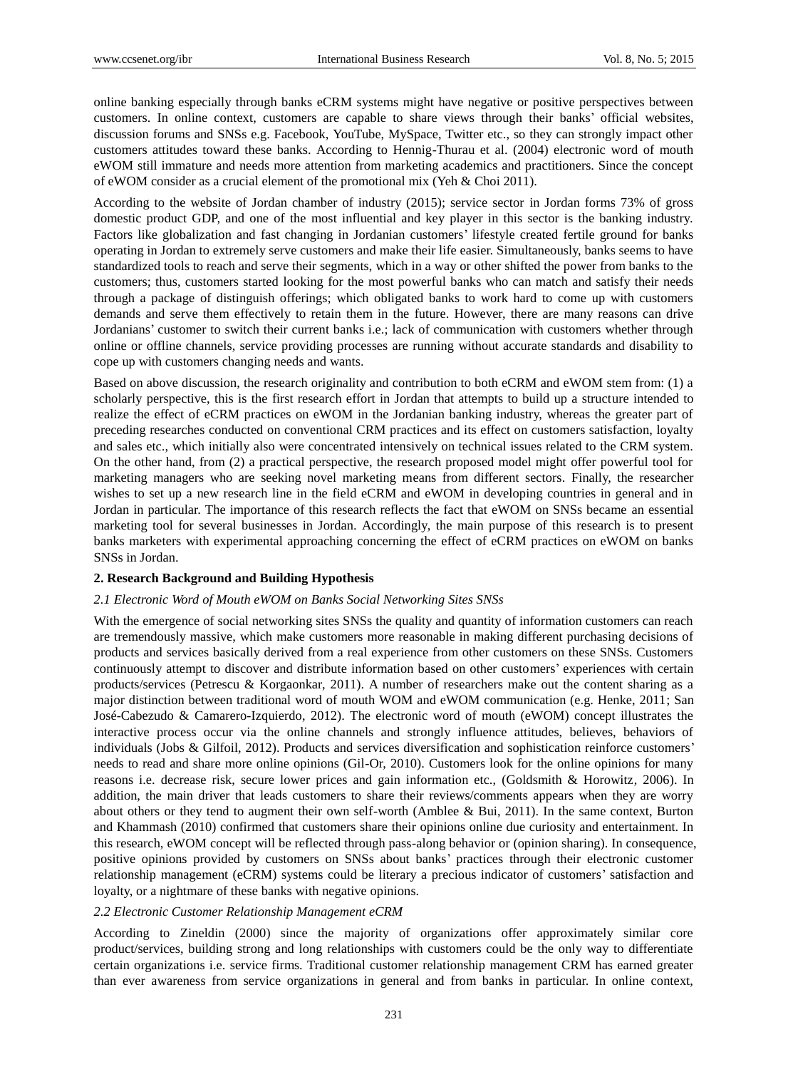online banking especially through banks eCRM systems might have negative or positive perspectives between customers. In online context, customers are capable to share views through their banks' official websites, discussion forums and SNSs e.g. Facebook, YouTube, MySpace, Twitter etc., so they can strongly impact other customers attitudes toward these banks. According to Hennig-Thurau et al. (2004) electronic word of mouth eWOM still immature and needs more attention from marketing academics and practitioners. Since the concept of eWOM consider as a crucial element of the promotional mix (Yeh & Choi 2011).

According to the website of Jordan chamber of industry (2015); service sector in Jordan forms 73% of gross domestic product GDP, and one of the most influential and key player in this sector is the banking industry. Factors like globalization and fast changing in Jordanian customers' lifestyle created fertile ground for banks operating in Jordan to extremely serve customers and make their life easier. Simultaneously, banks seems to have standardized tools to reach and serve their segments, which in a way or other shifted the power from banks to the customers; thus, customers started looking for the most powerful banks who can match and satisfy their needs through a package of distinguish offerings; which obligated banks to work hard to come up with customers demands and serve them effectively to retain them in the future. However, there are many reasons can drive Jordanians' customer to switch their current banks i.e.; lack of communication with customers whether through online or offline channels, service providing processes are running without accurate standards and disability to cope up with customers changing needs and wants.

Based on above discussion, the research originality and contribution to both eCRM and eWOM stem from: (1) a scholarly perspective, this is the first research effort in Jordan that attempts to build up a structure intended to realize the effect of eCRM practices on eWOM in the Jordanian banking industry, whereas the greater part of preceding researches conducted on conventional CRM practices and its effect on customers satisfaction, loyalty and sales etc., which initially also were concentrated intensively on technical issues related to the CRM system. On the other hand, from (2) a practical perspective, the research proposed model might offer powerful tool for marketing managers who are seeking novel marketing means from different sectors. Finally, the researcher wishes to set up a new research line in the field eCRM and eWOM in developing countries in general and in Jordan in particular. The importance of this research reflects the fact that eWOM on SNSs became an essential marketing tool for several businesses in Jordan. Accordingly, the main purpose of this research is to present banks marketers with experimental approaching concerning the effect of eCRM practices on eWOM on banks SNSs in Jordan.

## 2. Research Background and Building Hypothesis

### *2.1 Electronic Word of Mouth eWOM on Banks Social Networking Sites SNSs*

With the emergence of social networking sites SNSs the quality and quantity of information customers can reach are tremendously massive, which make customers more reasonable in making different purchasing decisions of products and services basically derived from a real experience from other customers on these SNSs. Customers continuously attempt to discover and distribute information based on other customers' experiences with certain products/services (Petrescu & Korgaonkar, 2011). A number of researchers make out the content sharing as a major distinction between traditional word of mouth WOM and eWOM communication (e.g. Henke, 2011; San José-Cabezudo & Camarero-Izquierdo, 2012). The electronic word of mouth (eWOM) concept illustrates the interactive process occur via the online channels and strongly influence attitudes, believes, behaviors of individuals (Jobs & Gilfoil, 2012). Products and services diversification and sophistication reinforce customers' needs to read and share more online opinions (Gil-Or, 2010). Customers look for the online opinions for many reasons i.e. decrease risk, secure lower prices and gain information etc., (Goldsmith & Horowitz, 2006). In addition, the main driver that leads customers to share their reviews/comments appears when they are worry about others or they tend to augment their own self-worth (Amblee & Bui, 2011). In the same context, Burton and Khammash (2010) confirmed that customers share their opinions online due curiosity and entertainment. In this research, eWOM concept will be reflected through pass-along behavior or (opinion sharing). In consequence, positive opinions provided by customers on SNSs about banks' practices through their electronic customer relationship management (eCRM) systems could be literary a precious indicator of customers' satisfaction and loyalty, or a nightmare of these banks with negative opinions.

### *2.2 Electronic Customer Relationship Management eCRM*

According to Zineldin (2000) since the majority of organizations offer approximately similar core product/services, building strong and long relationships with customers could be the only way to differentiate certain organizations i.e. service firms. Traditional customer relationship management CRM has earned greater than ever awareness from service organizations in general and from banks in particular. In online context,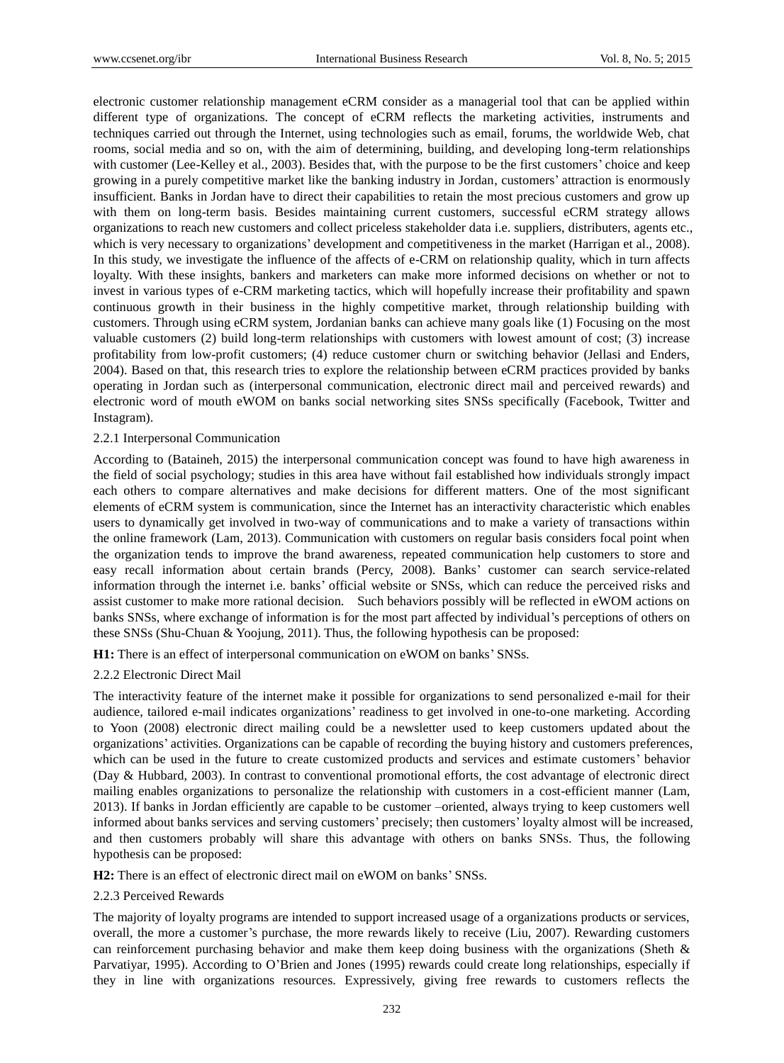electronic customer relationship management eCRM consider as a managerial tool that can be applied within different type of organizations. The concept of eCRM reflects the marketing activities, instruments and techniques carried out through the Internet, using technologies such as email, forums, the worldwide Web, chat rooms, social media and so on, with the aim of determining, building, and developing long-term relationships with customer (Lee-Kelley et al., 2003). Besides that, with the purpose to be the first customers' choice and keep growing in a purely competitive market like the banking industry in Jordan, customers' attraction is enormously insufficient. Banks in Jordan have to direct their capabilities to retain the most precious customers and grow up with them on long-term basis. Besides maintaining current customers, successful eCRM strategy allows organizations to reach new customers and collect priceless stakeholder data i.e. suppliers, distributers, agents etc., which is very necessary to organizations' development and competitiveness in the market (Harrigan et al., 2008). In this study, we investigate the influence of the affects of e-CRM on relationship quality, which in turn affects loyalty. With these insights, bankers and marketers can make more informed decisions on whether or not to invest in various types of e-CRM marketing tactics, which will hopefully increase their profitability and spawn continuous growth in their business in the highly competitive market, through relationship building with customers. Through using eCRM system, Jordanian banks can achieve many goals like (1) Focusing on the most valuable customers (2) build long-term relationships with customers with lowest amount of cost; (3) increase profitability from low-profit customers; (4) reduce customer churn or switching behavior (Jellasi and Enders, 2004). Based on that, this research tries to explore the relationship between eCRM practices provided by banks operating in Jordan such as (interpersonal communication, electronic direct mail and perceived rewards) and electronic word of mouth eWOM on banks social networking sites SNSs specifically (Facebook, Twitter and Instagram).

### 2.2.1 Interpersonal Communication

According to (Bataineh, 2015) the interpersonal communication concept was found to have high awareness in the field of social psychology; studies in this area have without fail established how individuals strongly impact each others to compare alternatives and make decisions for different matters. One of the most significant elements of eCRM system is communication, since the Internet has an interactivity characteristic which enables users to dynamically get involved in two-way of communications and to make a variety of transactions within the online framework (Lam, 2013). Communication with customers on regular basis considers focal point when the organization tends to improve the brand awareness, repeated communication help customers to store and easy recall information about certain brands (Percy, 2008). Banks' customer can search service-related information through the internet i.e. banks' official website or SNSs, which can reduce the perceived risks and assist customer to make more rational decision. Such behaviors possibly will be reflected in eWOM actions on banks SNSs, where exchange of information is for the most part affected by individual's perceptions of others on these SNSs (Shu-Chuan & Yoojung, 2011). Thus, the following hypothesis can be proposed:

**H1:** There is an effect of interpersonal communication on eWOM on banks' SNSs.

### 2.2.2 Electronic Direct Mail

The interactivity feature of the internet make it possible for organizations to send personalized e-mail for their audience, tailored e-mail indicates organizations' readiness to get involved in one-to-one marketing. According to Yoon (2008) electronic direct mailing could be a newsletter used to keep customers updated about the organizations' activities. Organizations can be capable of recording the buying history and customers preferences, which can be used in the future to create customized products and services and estimate customers' behavior (Day & Hubbard, 2003). In contrast to conventional promotional efforts, the cost advantage of electronic direct mailing enables organizations to personalize the relationship with customers in a cost-efficient manner (Lam, 2013). If banks in Jordan efficiently are capable to be customer –oriented, always trying to keep customers well informed about banks services and serving customers' precisely; then customers' loyalty almost will be increased, and then customers probably will share this advantage with others on banks SNSs. Thus, the following hypothesis can be proposed:

**H2:** There is an effect of electronic direct mail on eWOM on banks' SNSs.

### 2.2.3 Perceived Rewards

The majority of loyalty programs are intended to support increased usage of a organizations products or services, overall, the more a customer's purchase, the more rewards likely to receive (Liu, 2007). Rewarding customers can reinforcement purchasing behavior and make them keep doing business with the organizations (Sheth & Parvatiyar, 1995). According to O'Brien and Jones (1995) rewards could create long relationships, especially if they in line with organizations resources. Expressively, giving free rewards to customers reflects the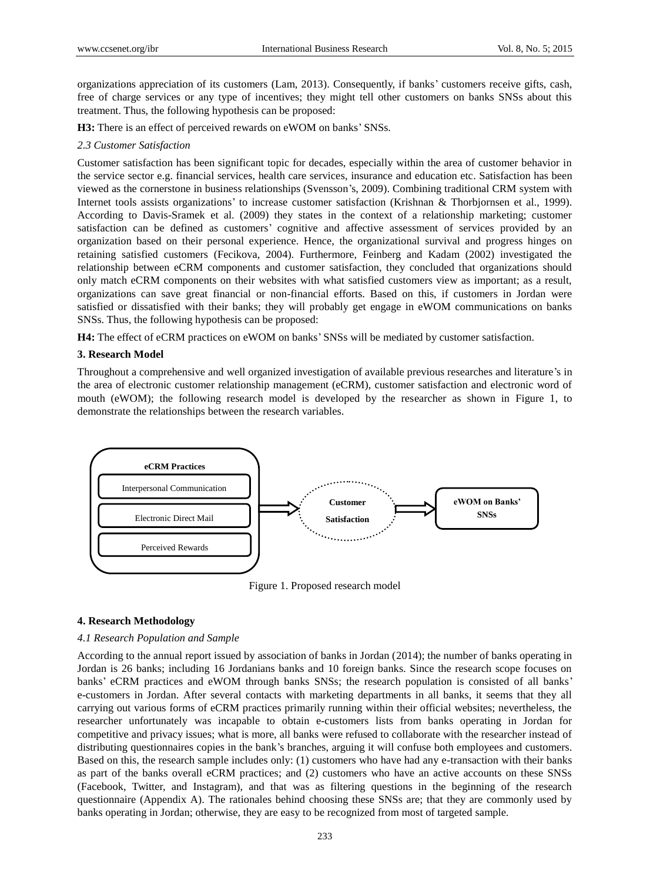organizations appreciation of its customers (Lam, 2013). Consequently, if banks' customers receive gifts, cash, free of charge services or any type of incentives; they might tell other customers on banks SNSs about this treatment. Thus, the following hypothesis can be proposed:

**H3:** There is an effect of perceived rewards on eWOM on banks' SNSs.

### *2.3 Customer Satisfaction*

Customer satisfaction has been significant topic for decades, especially within the area of customer behavior in the service sector e.g. financial services, health care services, insurance and education etc. Satisfaction has been viewed as the cornerstone in business relationships (Svensson's, 2009). Combining traditional CRM system with Internet tools assists organizations' to increase customer satisfaction (Krishnan & Thorbjornsen et al., 1999). According to Davis-Sramek et al. (2009) they states in the context of a relationship marketing; customer satisfaction can be defined as customers' cognitive and affective assessment of services provided by an organization based on their personal experience. Hence, the organizational survival and progress hinges on retaining satisfied customers (Fecikova, 2004). Furthermore, Feinberg and Kadam (2002) investigated the relationship between eCRM components and customer satisfaction, they concluded that organizations should only match eCRM components on their websites with what satisfied customers view as important; as a result, organizations can save great financial or non-financial efforts. Based on this, if customers in Jordan were satisfied or dissatisfied with their banks; they will probably get engage in eWOM communications on banks SNSs. Thus, the following hypothesis can be proposed:

**H4:** The effect of eCRM practices on eWOM on banks' SNSs will be mediated by customer satisfaction.

## 3. Research Model

Throughout a comprehensive and well organized investigation of available previous researches and literature's in the area of electronic customer relationship management (eCRM), customer satisfaction and electronic word of mouth (eWOM); the following research model is developed by the researcher as shown in Figure 1, to demonstrate the relationships between the research variables.

**eCRM Practices**: Interpersonal Communication; Electronic Direct Mail; Perceived Rewards → **Customer Satisfaction** → **eWOM on Banks' SNSs**

Figure 1. Proposed research model

## 4. Research Methodology

### *4.1 Research Population and Sample*

According to the annual report issued by association of banks in Jordan (2014); the number of banks operating in Jordan is 26 banks; including 16 Jordanians banks and 10 foreign banks. Since the research scope focuses on banks' eCRM practices and eWOM through banks SNSs; the research population is consisted of all banks' e-customers in Jordan. After several contacts with marketing departments in all banks, it seems that they all carrying out various forms of eCRM practices primarily running within their official websites; nevertheless, the researcher unfortunately was incapable to obtain e-customers lists from banks operating in Jordan for competitive and privacy issues; what is more, all banks were refused to collaborate with the researcher instead of distributing questionnaires copies in the bank's branches, arguing it will confuse both employees and customers. Based on this, the research sample includes only: (1) customers who have had any e-transaction with their banks as part of the banks overall eCRM practices; and (2) customers who have an active accounts on these SNSs (Facebook, Twitter, and Instagram), and that was as filtering questions in the beginning of the research questionnaire (Appendix A). The rationales behind choosing these SNSs are; that they are commonly used by banks operating in Jordan; otherwise, they are easy to be recognized from most of targeted sample.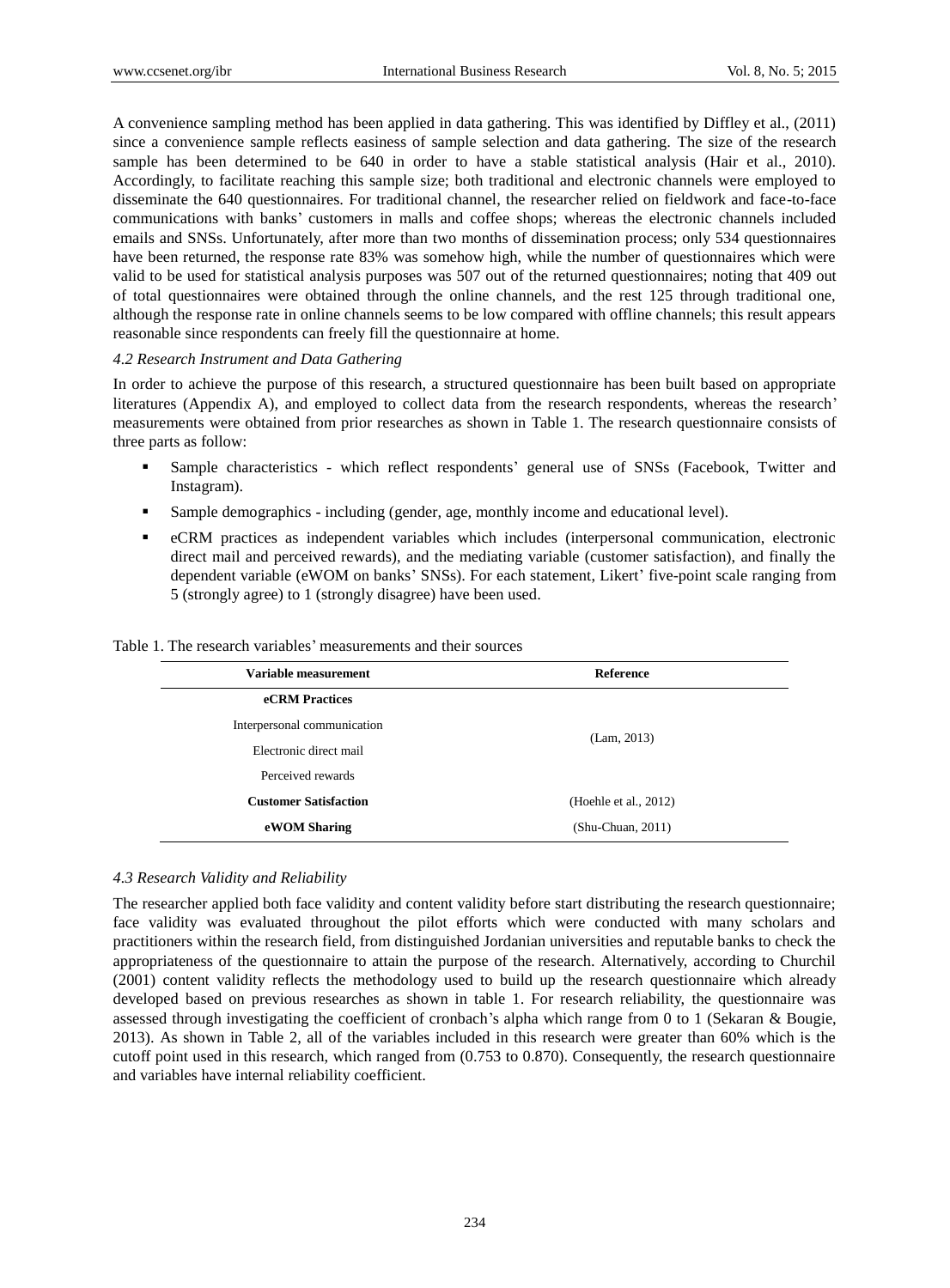A convenience sampling method has been applied in data gathering. This was identified by Diffley et al., (2011) since a convenience sample reflects easiness of sample selection and data gathering. The size of the research sample has been determined to be 640 in order to have a stable statistical analysis (Hair et al., 2010). Accordingly, to facilitate reaching this sample size; both traditional and electronic channels were employed to disseminate the 640 questionnaires. For traditional channel, the researcher relied on fieldwork and face-to-face communications with banks' customers in malls and coffee shops; whereas the electronic channels included emails and SNSs. Unfortunately, after more than two months of dissemination process; only 534 questionnaires have been returned, the response rate 83% was somehow high, while the number of questionnaires which were valid to be used for statistical analysis purposes was 507 out of the returned questionnaires; noting that 409 out of total questionnaires were obtained through the online channels, and the rest 125 through traditional one, although the response rate in online channels seems to be low compared with offline channels; this result appears reasonable since respondents can freely fill the questionnaire at home.

### *4.2 Research Instrument and Data Gathering*

In order to achieve the purpose of this research, a structured questionnaire has been built based on appropriate literatures (Appendix A), and employed to collect data from the research respondents, whereas the research' measurements were obtained from prior researches as shown in Table 1. The research questionnaire consists of three parts as follow:

- Sample characteristics - which reflect respondents' general use of SNSs (Facebook, Twitter and Instagram).
- Sample demographics - including (gender, age, monthly income and educational level).
- eCRM practices as independent variables which includes (interpersonal communication, electronic direct mail and perceived rewards), and the mediating variable (customer satisfaction), and finally the dependent variable (eWOM on banks' SNSs). For each statement, Likert' five-point scale ranging from 5 (strongly agree) to 1 (strongly disagree) have been used.

Table 1. The research variables' measurements and their sources

| Variable measurement | Reference |
|---|---|
| **eCRM Practices** | |
| Interpersonal communication | (Lam, 2013) |
| Electronic direct mail | |
| Perceived rewards | |
| **Customer Satisfaction** | (Hoehle et al., 2012) |
| **eWOM Sharing** | (Shu-Chuan, 2011) |

### *4.3 Research Validity and Reliability*

The researcher applied both face validity and content validity before start distributing the research questionnaire; face validity was evaluated throughout the pilot efforts which were conducted with many scholars and practitioners within the research field, from distinguished Jordanian universities and reputable banks to check the appropriateness of the questionnaire to attain the purpose of the research. Alternatively, according to Churchil (2001) content validity reflects the methodology used to build up the research questionnaire which already developed based on previous researches as shown in table 1. For research reliability, the questionnaire was assessed through investigating the coefficient of cronbach's alpha which range from 0 to 1 (Sekaran & Bougie, 2013). As shown in Table 2, all of the variables included in this research were greater than 60% which is the cutoff point used in this research, which ranged from (0.753 to 0.870). Consequently, the research questionnaire and variables have internal reliability coefficient.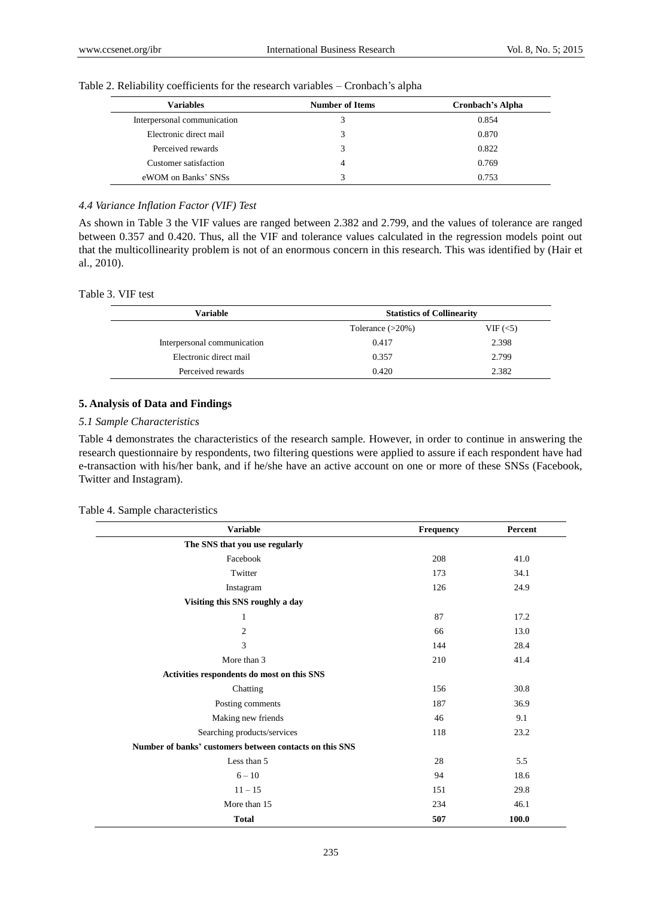Table 2. Reliability coefficients for the research variables – Cronbach's alpha

| Variables | Number of Items | Cronbach's Alpha |
|---|---|---|
| Interpersonal communication | 3 | 0.854 |
| Electronic direct mail | 3 | 0.870 |
| Perceived rewards | 3 | 0.822 |
| Customer satisfaction | 4 | 0.769 |
| eWOM on Banks' SNSs | 3 | 0.753 |

### *4.4 Variance Inflation Factor (VIF) Test*

As shown in Table 3 the VIF values are ranged between 2.382 and 2.799, and the values of tolerance are ranged between 0.357 and 0.420. Thus, all the VIF and tolerance values calculated in the regression models point out that the multicollinearity problem is not of an enormous concern in this research. This was identified by (Hair et al., 2010).

Table 3. VIF test

| Variable | Statistics of Collinearity | |
|---|---|---|
| | Tolerance (>20%) | VIF (<5) |
| Interpersonal communication | 0.417 | 2.398 |
| Electronic direct mail | 0.357 | 2.799 |
| Perceived rewards | 0.420 | 2.382 |

## 5. Analysis of Data and Findings

### *5.1 Sample Characteristics*

Table 4 demonstrates the characteristics of the research sample. However, in order to continue in answering the research questionnaire by respondents, two filtering questions were applied to assure if each respondent have had e-transaction with his/her bank, and if he/she have an active account on one or more of these SNSs (Facebook, Twitter and Instagram).

Table 4. Sample characteristics

| Variable | Frequency | Percent |
|---|---|---|
| **The SNS that you use regularly** | | |
| Facebook | 208 | 41.0 |
| Twitter | 173 | 34.1 |
| Instagram | 126 | 24.9 |
| **Visiting this SNS roughly a day** | | |
| 1 | 87 | 17.2 |
| 2 | 66 | 13.0 |
| 3 | 144 | 28.4 |
| More than 3 | 210 | 41.4 |
| **Activities respondents do most on this SNS** | | |
| Chatting | 156 | 30.8 |
| Posting comments | 187 | 36.9 |
| Making new friends | 46 | 9.1 |
| Searching products/services | 118 | 23.2 |
| **Number of banks' customers between contacts on this SNS** | | |
| Less than 5 | 28 | 5.5 |
| 6 – 10 | 94 | 18.6 |
| 11 – 15 | 151 | 29.8 |
| More than 15 | 234 | 46.1 |
| **Total** | **507** | **100.0** |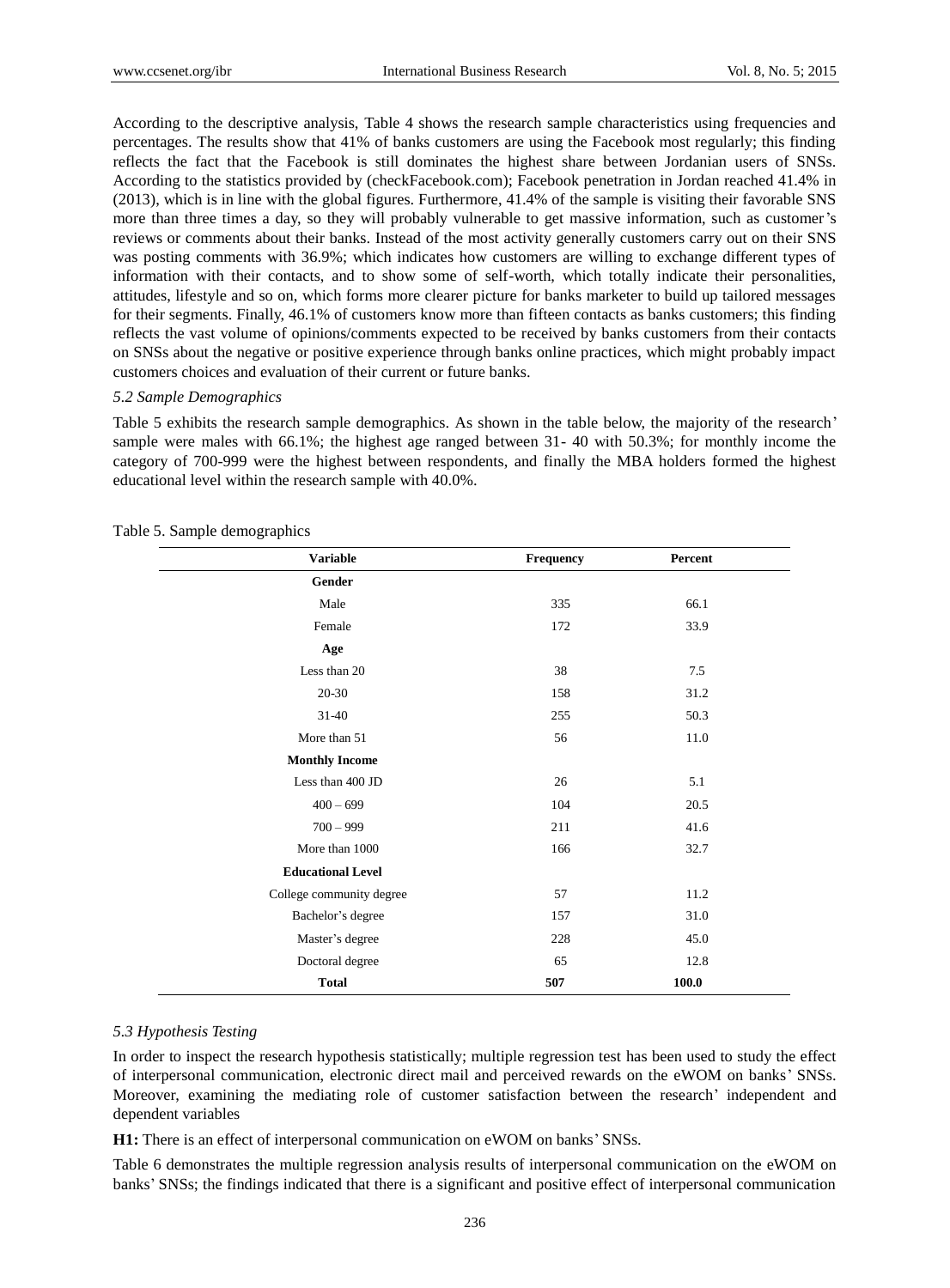According to the descriptive analysis, Table 4 shows the research sample characteristics using frequencies and percentages. The results show that 41% of banks customers are using the Facebook most regularly; this finding reflects the fact that the Facebook is still dominates the highest share between Jordanian users of SNSs. According to the statistics provided by (checkFacebook.com); Facebook penetration in Jordan reached 41.4% in (2013), which is in line with the global figures. Furthermore, 41.4% of the sample is visiting their favorable SNS more than three times a day, so they will probably vulnerable to get massive information, such as customer's reviews or comments about their banks. Instead of the most activity generally customers carry out on their SNS was posting comments with 36.9%; which indicates how customers are willing to exchange different types of information with their contacts, and to show some of self-worth, which totally indicate their personalities, attitudes, lifestyle and so on, which forms more clearer picture for banks marketer to build up tailored messages for their segments. Finally, 46.1% of customers know more than fifteen contacts as banks customers; this finding reflects the vast volume of opinions/comments expected to be received by banks customers from their contacts on SNSs about the negative or positive experience through banks online practices, which might probably impact customers choices and evaluation of their current or future banks.

### *5.2 Sample Demographics*

Table 5 exhibits the research sample demographics. As shown in the table below, the majority of the research' sample were males with 66.1%; the highest age ranged between 31- 40 with 50.3%; for monthly income the category of 700-999 were the highest between respondents, and finally the MBA holders formed the highest educational level within the research sample with 40.0%.

Table 5. Sample demographics

| Variable | Frequency | Percent |
|---|---|---|
| **Gender** | | |
| Male | 335 | 66.1 |
| Female | 172 | 33.9 |
| **Age** | | |
| Less than 20 | 38 | 7.5 |
| 20-30 | 158 | 31.2 |
| 31-40 | 255 | 50.3 |
| More than 51 | 56 | 11.0 |
| **Monthly Income** | | |
| Less than 400 JD | 26 | 5.1 |
| 400 – 699 | 104 | 20.5 |
| 700 – 999 | 211 | 41.6 |
| More than 1000 | 166 | 32.7 |
| **Educational Level** | | |
| College community degree | 57 | 11.2 |
| Bachelor's degree | 157 | 31.0 |
| Master's degree | 228 | 45.0 |
| Doctoral degree | 65 | 12.8 |
| **Total** | **507** | **100.0** |

### *5.3 Hypothesis Testing*

In order to inspect the research hypothesis statistically; multiple regression test has been used to study the effect of interpersonal communication, electronic direct mail and perceived rewards on the eWOM on banks' SNSs. Moreover, examining the mediating role of customer satisfaction between the research' independent and dependent variables

**H1:** There is an effect of interpersonal communication on eWOM on banks' SNSs.

Table 6 demonstrates the multiple regression analysis results of interpersonal communication on the eWOM on banks' SNSs; the findings indicated that there is a significant and positive effect of interpersonal communication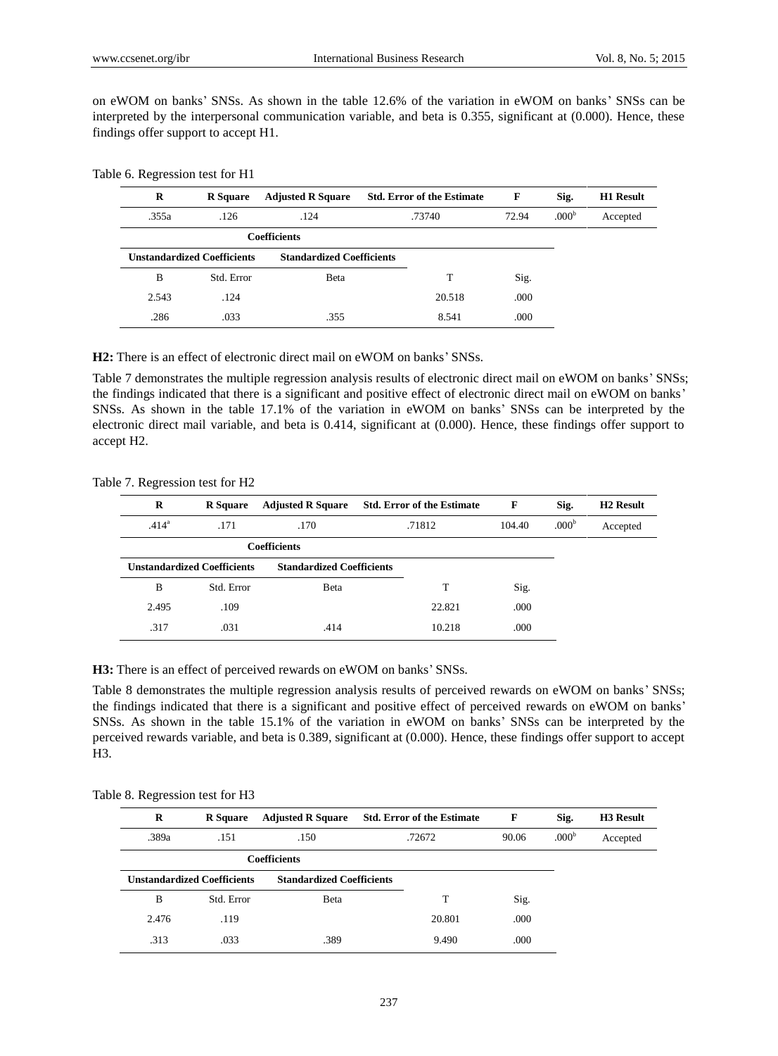on eWOM on banks' SNSs. As shown in the table 12.6% of the variation in eWOM on banks' SNSs can be interpreted by the interpersonal communication variable, and beta is 0.355, significant at (0.000). Hence, these findings offer support to accept H1.

Table 6. Regression test for H1

| R | R Square | Adjusted R Square | Std. Error of the Estimate | F | Sig. | H1 Result |
|---|---|---|---|---|---|---|
| .355a | .126 | .124 | .73740 | 72.94 | .000[b] | Accepted |
| | | **Coefficients** | | | | |
| **Unstandardized Coefficients** | | **Standardized Coefficients** | | | | |
| B | Std. Error | Beta | T | Sig. | | |
| 2.543 | .124 | | 20.518 | .000 | | |
| .286 | .033 | .355 | 8.541 | .000 | | |

**H2:** There is an effect of electronic direct mail on eWOM on banks' SNSs.

Table 7 demonstrates the multiple regression analysis results of electronic direct mail on eWOM on banks' SNSs; the findings indicated that there is a significant and positive effect of electronic direct mail on eWOM on banks' SNSs. As shown in the table 17.1% of the variation in eWOM on banks' SNSs can be interpreted by the electronic direct mail variable, and beta is 0.414, significant at (0.000). Hence, these findings offer support to accept H2.

Table 7. Regression test for H2

| R | R Square | Adjusted R Square | Std. Error of the Estimate | F | Sig. | H2 Result |
|---|---|---|---|---|---|---|
| .414[a] | .171 | .170 | .71812 | 104.40 | .000[b] | Accepted |
| | | **Coefficients** | | | | |
| **Unstandardized Coefficients** | | **Standardized Coefficients** | | | | |
| B | Std. Error | Beta | T | Sig. | | |
| 2.495 | .109 | | 22.821 | .000 | | |
| .317 | .031 | .414 | 10.218 | .000 | | |

**H3:** There is an effect of perceived rewards on eWOM on banks' SNSs.

Table 8 demonstrates the multiple regression analysis results of perceived rewards on eWOM on banks' SNSs; the findings indicated that there is a significant and positive effect of perceived rewards on eWOM on banks' SNSs. As shown in the table 15.1% of the variation in eWOM on banks' SNSs can be interpreted by the perceived rewards variable, and beta is 0.389, significant at (0.000). Hence, these findings offer support to accept H3.

Table 8. Regression test for H3

| R | R Square | Adjusted R Square | Std. Error of the Estimate | F | Sig. | H3 Result |
|---|---|---|---|---|---|---|
| .389a | .151 | .150 | .72672 | 90.06 | .000[b] | Accepted |
| | | **Coefficients** | | | | |
| **Unstandardized Coefficients** | | **Standardized Coefficients** | | | | |
| B | Std. Error | Beta | T | Sig. | | |
| 2.476 | .119 | | 20.801 | .000 | | |
| .313 | .033 | .389 | 9.490 | .000 | | |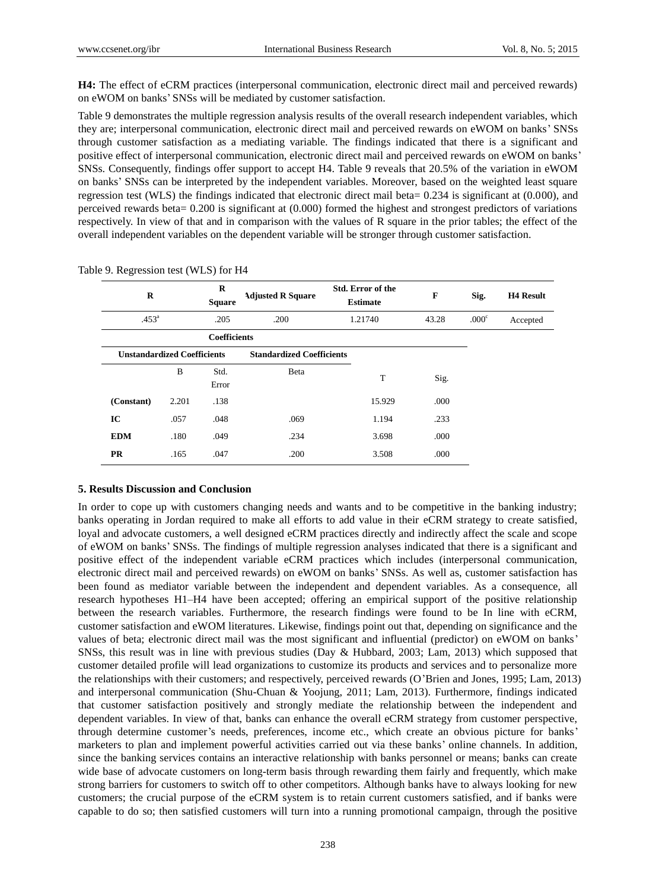**H4:** The effect of eCRM practices (interpersonal communication, electronic direct mail and perceived rewards) on eWOM on banks' SNSs will be mediated by customer satisfaction.

Table 9 demonstrates the multiple regression analysis results of the overall research independent variables, which they are; interpersonal communication, electronic direct mail and perceived rewards on eWOM on banks' SNSs through customer satisfaction as a mediating variable. The findings indicated that there is a significant and positive effect of interpersonal communication, electronic direct mail and perceived rewards on eWOM on banks' SNSs. Consequently, findings offer support to accept H4. Table 9 reveals that 20.5% of the variation in eWOM on banks' SNSs can be interpreted by the independent variables. Moreover, based on the weighted least square regression test (WLS) the findings indicated that electronic direct mail beta= 0.234 is significant at (0.000), and perceived rewards beta= 0.200 is significant at (0.000) formed the highest and strongest predictors of variations respectively. In view of that and in comparison with the values of R square in the prior tables; the effect of the overall independent variables on the dependent variable will be stronger through customer satisfaction.

Table 9. Regression test (WLS) for H4

| R | R Square | Adjusted R Square | Std. Error of the Estimate | F | Sig. | H4 Result |
|---|---|---|---|---|---|---|
| .453[a] | .205 | .200 | 1.21740 | 43.28 | .000[c] | Accepted |

**Coefficients**

| | Unstandardized Coefficients | | Standardized Coefficients | | |
|---|---|---|---|---|---|
| | B | Std. Error | Beta | T | Sig. |
| **(Constant)** | 2.201 | .138 | | 15.929 | .000 |
| **IC** | .057 | .048 | .069 | 1.194 | .233 |
| **EDM** | .180 | .049 | .234 | 3.698 | .000 |
| **PR** | .165 | .047 | .200 | 3.508 | .000 |

## 5. Results Discussion and Conclusion

In order to cope up with customers changing needs and wants and to be competitive in the banking industry; banks operating in Jordan required to make all efforts to add value in their eCRM strategy to create satisfied, loyal and advocate customers, a well designed eCRM practices directly and indirectly affect the scale and scope of eWOM on banks' SNSs. The findings of multiple regression analyses indicated that there is a significant and positive effect of the independent variable eCRM practices which includes (interpersonal communication, electronic direct mail and perceived rewards) on eWOM on banks' SNSs. As well as, customer satisfaction has been found as mediator variable between the independent and dependent variables. As a consequence, all research hypotheses H1–H4 have been accepted; offering an empirical support of the positive relationship between the research variables. Furthermore, the research findings were found to be In line with eCRM, customer satisfaction and eWOM literatures. Likewise, findings point out that, depending on significance and the values of beta; electronic direct mail was the most significant and influential (predictor) on eWOM on banks' SNSs, this result was in line with previous studies (Day & Hubbard, 2003; Lam, 2013) which supposed that customer detailed profile will lead organizations to customize its products and services and to personalize more the relationships with their customers; and respectively, perceived rewards (O'Brien and Jones, 1995; Lam, 2013) and interpersonal communication (Shu-Chuan & Yoojung, 2011; Lam, 2013). Furthermore, findings indicated that customer satisfaction positively and strongly mediate the relationship between the independent and dependent variables. In view of that, banks can enhance the overall eCRM strategy from customer perspective, through determine customer's needs, preferences, income etc., which create an obvious picture for banks' marketers to plan and implement powerful activities carried out via these banks' online channels. In addition, since the banking services contains an interactive relationship with banks personnel or means; banks can create wide base of advocate customers on long-term basis through rewarding them fairly and frequently, which make strong barriers for customers to switch off to other competitors. Although banks have to always looking for new customers; the crucial purpose of the eCRM system is to retain current customers satisfied, and if banks were capable to do so; then satisfied customers will turn into a running promotional campaign, through the positive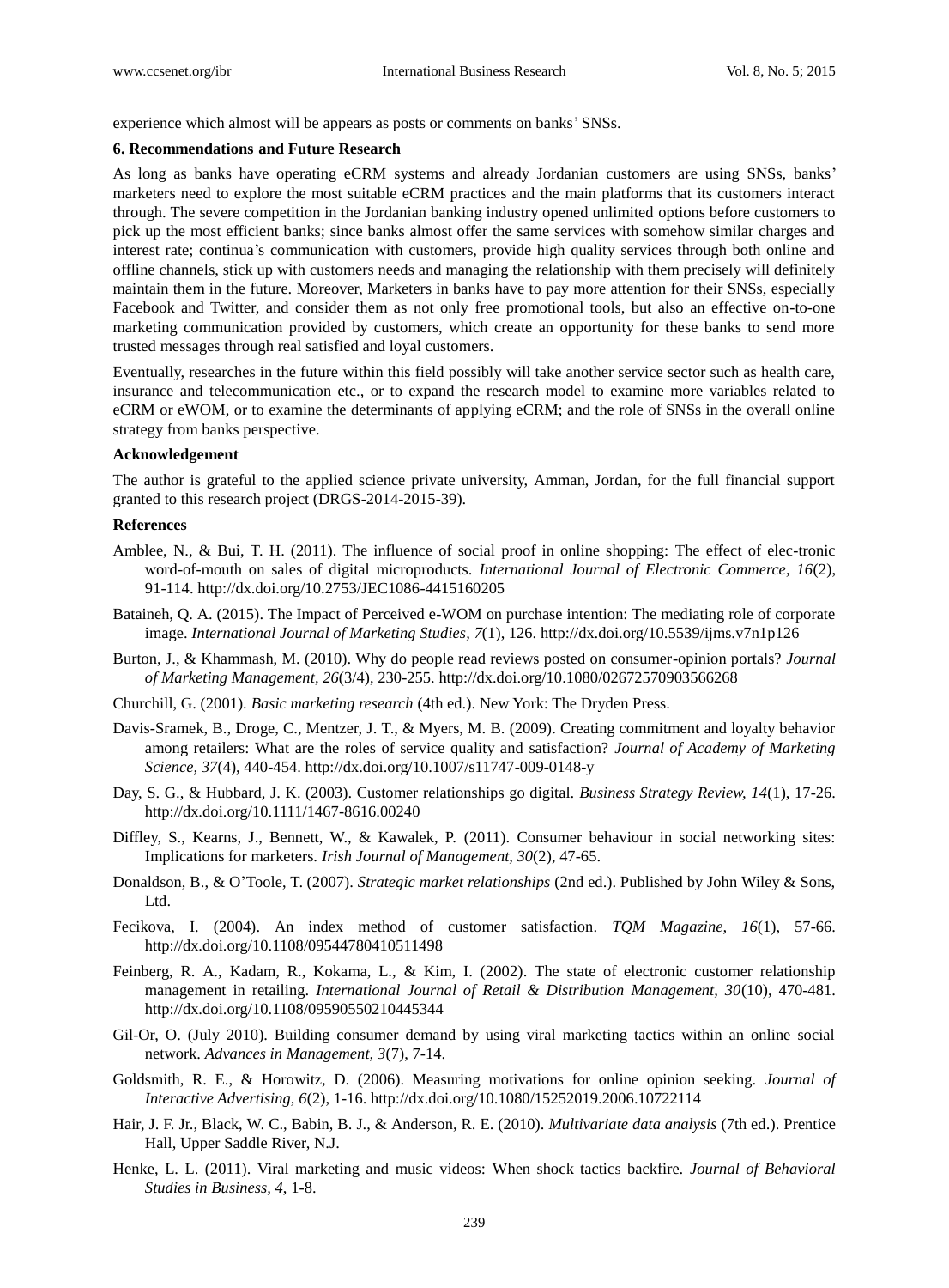experience which almost will be appears as posts or comments on banks' SNSs.

### 6. Recommendations and Future Research

As long as banks have operating eCRM systems and already Jordanian customers are using SNSs, banks' marketers need to explore the most suitable eCRM practices and the main platforms that its customers interact through. The severe competition in the Jordanian banking industry opened unlimited options before customers to pick up the most efficient banks; since banks almost offer the same services with somehow similar charges and interest rate; continua's communication with customers, provide high quality services through both online and offline channels, stick up with customers needs and managing the relationship with them precisely will definitely maintain them in the future. Moreover, Marketers in banks have to pay more attention for their SNSs, especially Facebook and Twitter, and consider them as not only free promotional tools, but also an effective on-to-one marketing communication provided by customers, which create an opportunity for these banks to send more trusted messages through real satisfied and loyal customers.

Eventually, researches in the future within this field possibly will take another service sector such as health care, insurance and telecommunication etc., or to expand the research model to examine more variables related to eCRM or eWOM, or to examine the determinants of applying eCRM; and the role of SNSs in the overall online strategy from banks perspective.

### Acknowledgement

The author is grateful to the applied science private university, Amman, Jordan, for the full financial support granted to this research project (DRGS-2014-2015-39).

### References

Amblee, N., & Bui, T. H. (2011). The influence of social proof in online shopping: The effect of elec-tronic word-of-mouth on sales of digital microproducts. *International Journal of Electronic Commerce, 16*(2), 91-114. http://dx.doi.org/10.2753/JEC1086-4415160205

Bataineh, Q. A. (2015). The Impact of Perceived e-WOM on purchase intention: The mediating role of corporate image. *International Journal of Marketing Studies, 7*(1), 126. http://dx.doi.org/10.5539/ijms.v7n1p126

Burton, J., & Khammash, M. (2010). Why do people read reviews posted on consumer-opinion portals? *Journal of Marketing Management, 26*(3/4), 230-255. http://dx.doi.org/10.1080/02672570903566268

Churchill, G. (2001). *Basic marketing research* (4th ed.). New York: The Dryden Press.

Davis-Sramek, B., Droge, C., Mentzer, J. T., & Myers, M. B. (2009). Creating commitment and loyalty behavior among retailers: What are the roles of service quality and satisfaction? *Journal of Academy of Marketing Science, 37*(4), 440-454. http://dx.doi.org/10.1007/s11747-009-0148-y

Day, S. G., & Hubbard, J. K. (2003). Customer relationships go digital. *Business Strategy Review, 14*(1), 17-26. http://dx.doi.org/10.1111/1467-8616.00240

Diffley, S., Kearns, J., Bennett, W., & Kawalek, P. (2011). Consumer behaviour in social networking sites: Implications for marketers. *Irish Journal of Management, 30*(2), 47-65.

Donaldson, B., & O'Toole, T. (2007). *Strategic market relationships* (2nd ed.). Published by John Wiley & Sons, Ltd.

Fecikova, I. (2004). An index method of customer satisfaction. *TQM Magazine, 16*(1), 57-66. http://dx.doi.org/10.1108/09544780410511498

Feinberg, R. A., Kadam, R., Kokama, L., & Kim, I. (2002). The state of electronic customer relationship management in retailing. *International Journal of Retail & Distribution Management, 30*(10), 470-481. http://dx.doi.org/10.1108/09590550210445344

Gil-Or, O. (July 2010). Building consumer demand by using viral marketing tactics within an online social network. *Advances in Management, 3*(7), 7-14.

Goldsmith, R. E., & Horowitz, D. (2006). Measuring motivations for online opinion seeking. *Journal of Interactive Advertising, 6*(2), 1-16. http://dx.doi.org/10.1080/15252019.2006.10722114

Hair, J. F. Jr., Black, W. C., Babin, B. J., & Anderson, R. E. (2010). *Multivariate data analysis* (7th ed.). Prentice Hall, Upper Saddle River, N.J.

Henke, L. L. (2011). Viral marketing and music videos: When shock tactics backfire. *Journal of Behavioral Studies in Business, 4*, 1-8.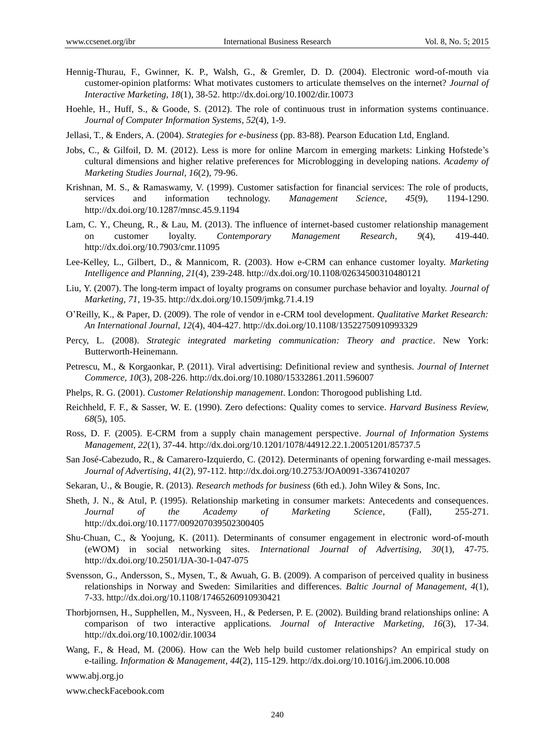Hennig-Thurau, F., Gwinner, K. P., Walsh, G., & Gremler, D. D. (2004). Electronic word-of-mouth via customer-opinion platforms: What motivates customers to articulate themselves on the internet? *Journal of Interactive Marketing, 18*(1), 38-52. http://dx.doi.org/10.1002/dir.10073

Hoehle, H., Huff, S., & Goode, S. (2012). The role of continuous trust in information systems continuance. *Journal of Computer Information Systems, 52*(4), 1-9.

Jellasi, T., & Enders, A. (2004). *Strategies for e-business* (pp. 83-88). Pearson Education Ltd, England.

Jobs, C., & Gilfoil, D. M. (2012). Less is more for online Marcom in emerging markets: Linking Hofstede's cultural dimensions and higher relative preferences for Microblogging in developing nations. *Academy of Marketing Studies Journal, 16*(2), 79-96.

Krishnan, M. S., & Ramaswamy, V. (1999). Customer satisfaction for financial services: The role of products, services and information technology. *Management Science, 45*(9), 1194-1290. http://dx.doi.org/10.1287/mnsc.45.9.1194

Lam, C. Y., Cheung, R., & Lau, M. (2013). The influence of internet-based customer relationship management on customer loyalty. *Contemporary Management Research*, *9*(4), 419-440. http://dx.doi.org/10.7903/cmr.11095

Lee-Kelley, L., Gilbert, D., & Mannicom, R. (2003). How e-CRM can enhance customer loyalty. *Marketing Intelligence and Planning, 21*(4), 239-248. http://dx.doi.org/10.1108/02634500310480121

Liu, Y. (2007). The long-term impact of loyalty programs on consumer purchase behavior and loyalty. *Journal of Marketing, 71*, 19-35. http://dx.doi.org/10.1509/jmkg.71.4.19

O'Reilly, K., & Paper, D. (2009). The role of vendor in e-CRM tool development. *Qualitative Market Research: An International Journal, 12*(4), 404-427. http://dx.doi.org/10.1108/13522750910993329

Percy, L. (2008). *Strategic integrated marketing communication: Theory and practice*. New York: Butterworth-Heinemann.

Petrescu, M., & Korgaonkar, P. (2011). Viral advertising: Definitional review and synthesis. *Journal of Internet Commerce, 10*(3), 208-226. http://dx.doi.org/10.1080/15332861.2011.596007

Phelps, R. G. (2001). *Customer Relationship management*. London: Thorogood publishing Ltd.

Reichheld, F. F., & Sasser, W. E. (1990). Zero defections: Quality comes to service. *Harvard Business Review, 68*(5), 105.

Ross, D. F. (2005). E-CRM from a supply chain management perspective. *Journal of Information Systems Management, 22*(1), 37-44. http://dx.doi.org/10.1201/1078/44912.22.1.20051201/85737.5

San José-Cabezudo, R., & Camarero-Izquierdo, C. (2012). Determinants of opening forwarding e-mail messages. *Journal of Advertising, 41*(2), 97-112. http://dx.doi.org/10.2753/JOA0091-3367410207

Sekaran, U., & Bougie, R. (2013). *Research methods for business* (6th ed.). John Wiley & Sons, Inc.

Sheth, J. N., & Atul, P. (1995). Relationship marketing in consumer markets: Antecedents and consequences. *Journal of the Academy of Marketing Science*, (Fall), 255-271. http://dx.doi.org/10.1177/009207039502300405

Shu-Chuan, C., & Yoojung, K. (2011). Determinants of consumer engagement in electronic word-of-mouth (eWOM) in social networking sites. *International Journal of Advertising, 30*(1), 47-75. http://dx.doi.org/10.2501/IJA-30-1-047-075

Svensson, G., Andersson, S., Mysen, T., & Awuah, G. B. (2009). A comparison of perceived quality in business relationships in Norway and Sweden: Similarities and differences. *Baltic Journal of Management, 4*(1), 7-33. http://dx.doi.org/10.1108/17465260910930421

Thorbjornsen, H., Supphellen, M., Nysveen, H., & Pedersen, P. E. (2002). Building brand relationships online: A comparison of two interactive applications. *Journal of Interactive Marketing, 16*(3), 17-34. http://dx.doi.org/10.1002/dir.10034

Wang, F., & Head, M. (2006). How can the Web help build customer relationships? An empirical study on e-tailing. *Information & Management, 44*(2), 115-129. http://dx.doi.org/10.1016/j.im.2006.10.008

www.abj.org.jo

www.checkFacebook.com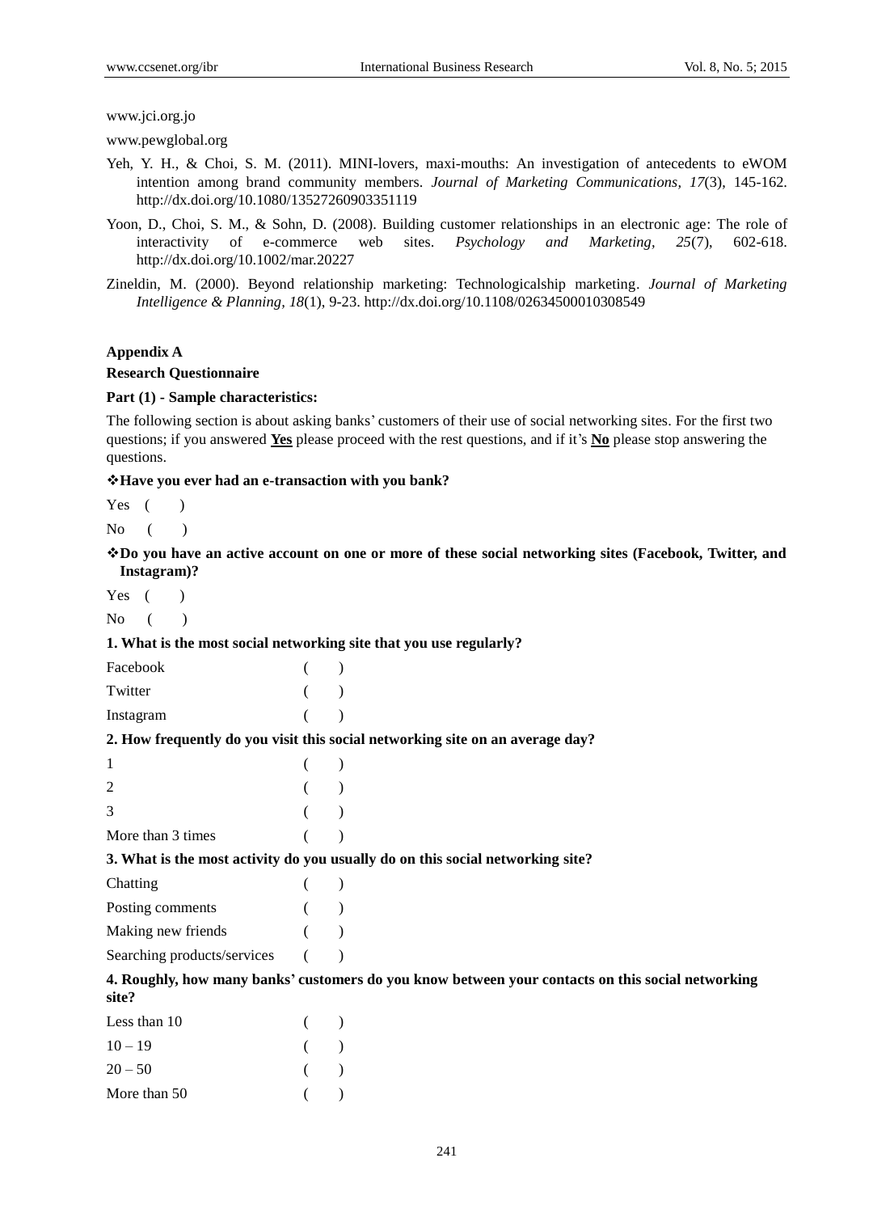www.jci.org.jo

www.pewglobal.org

Yeh, Y. H., & Choi, S. M. (2011). MINI-lovers, maxi-mouths: An investigation of antecedents to eWOM intention among brand community members. *Journal of Marketing Communications, 17*(3), 145-162. http://dx.doi.org/10.1080/13527260903351119

Yoon, D., Choi, S. M., & Sohn, D. (2008). Building customer relationships in an electronic age: The role of interactivity of e-commerce web sites. *Psychology and Marketing*, *25*(7), 602-618. http://dx.doi.org/10.1002/mar.20227

Zineldin, M. (2000). Beyond relationship marketing: Technologicalship marketing. *Journal of Marketing Intelligence & Planning, 18*(1), 9-23. http://dx.doi.org/10.1108/02634500010308549

## Appendix A

### Research Questionnaire

**Part (1) - Sample characteristics:**

The following section is about asking banks' customers of their use of social networking sites. For the first two questions; if you answered <u>**Yes**</u> please proceed with the rest questions, and if it's <u>**No**</u> please stop answering the questions.

❖**Have you ever had an e-transaction with you bank?**

Yes ( )

No ( )

❖**Do you have an active account on one or more of these social networking sites (Facebook, Twitter, and Instagram)?**

Yes ( )

No ( )

**1. What is the most social networking site that you use regularly?**

Facebook ( )

Twitter ( )

Instagram ( )

**2. How frequently do you visit this social networking site on an average day?**

1 ( )

2 ( )

3 ( )

More than 3 times ( )

**3. What is the most activity do you usually do on this social networking site?**

Chatting ( )

Posting comments ( )

Making new friends ( )

Searching products/services ( )

**4. Roughly, how many banks' customers do you know between your contacts on this social networking site?**

Less than 10 ( )

10 – 19 ( )

20 – 50 ( )

More than 50 ( )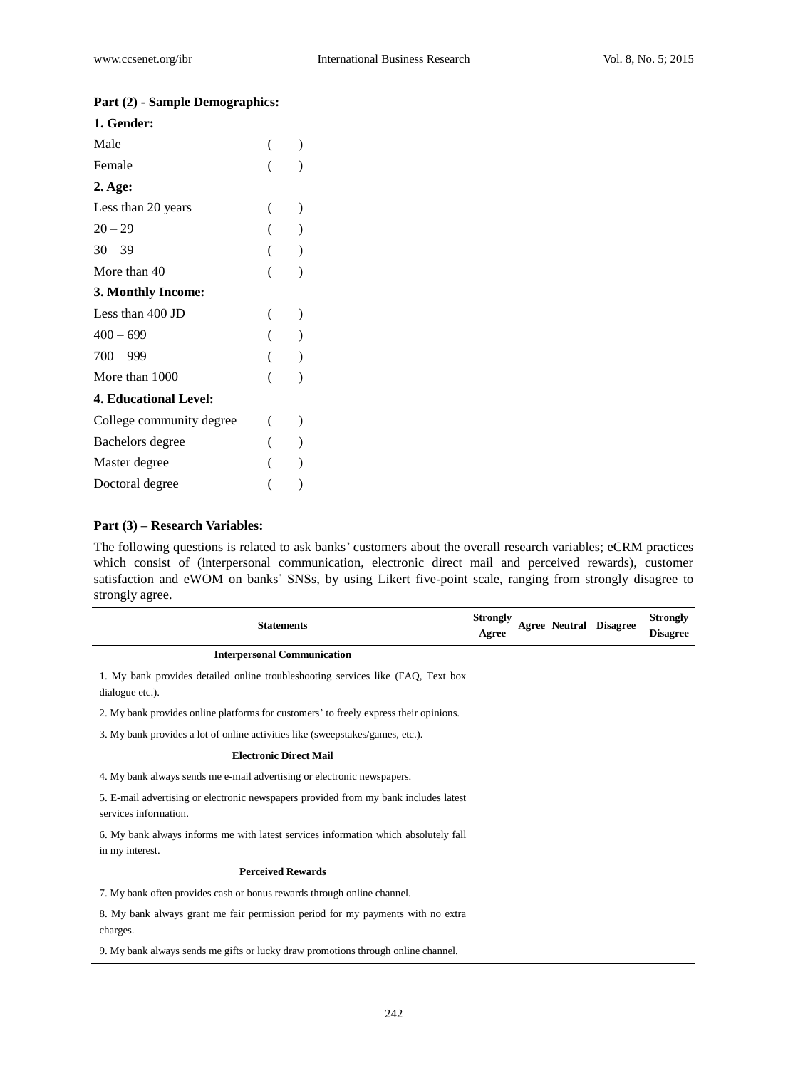**Part (2) - Sample Demographics:**

**1. Gender:**

| | |
|---|---|
| Male | (   ) |
| Female | (   ) |

**2. Age:**

| | |
|---|---|
| Less than 20 years | (   ) |
| 20 – 29 | (   ) |
| 30 – 39 | (   ) |
| More than 40 | (   ) |

**3. Monthly Income:**

| | |
|---|---|
| Less than 400 JD | (   ) |
| 400 – 699 | (   ) |
| 700 – 999 | (   ) |
| More than 1000 | (   ) |

**4. Educational Level:**

| | |
|---|---|
| College community degree | (   ) |
| Bachelors degree | (   ) |
| Master degree | (   ) |
| Doctoral degree | (   ) |

**Part (3) – Research Variables:**

The following questions is related to ask banks' customers about the overall research variables; eCRM practices which consist of (interpersonal communication, electronic direct mail and perceived rewards), customer satisfaction and eWOM on banks' SNSs, by using Likert five-point scale, ranging from strongly disagree to strongly agree.

| Statements | Strongly Agree | Agree | Neutral | Disagree | Strongly Disagree |
|---|---|---|---|---|---|
| **Interpersonal Communication** | | | | | |
| 1. My bank provides detailed online troubleshooting services like (FAQ, Text box dialogue etc.). | | | | | |
| 2. My bank provides online platforms for customers' to freely express their opinions. | | | | | |
| 3. My bank provides a lot of online activities like (sweepstakes/games, etc.). | | | | | |
| **Electronic Direct Mail** | | | | | |
| 4. My bank always sends me e-mail advertising or electronic newspapers. | | | | | |
| 5. E-mail advertising or electronic newspapers provided from my bank includes latest services information. | | | | | |
| 6. My bank always informs me with latest services information which absolutely fall in my interest. | | | | | |
| **Perceived Rewards** | | | | | |
| 7. My bank often provides cash or bonus rewards through online channel. | | | | | |
| 8. My bank always grant me fair permission period for my payments with no extra charges. | | | | | |
| 9. My bank always sends me gifts or lucky draw promotions through online channel. | | | | | |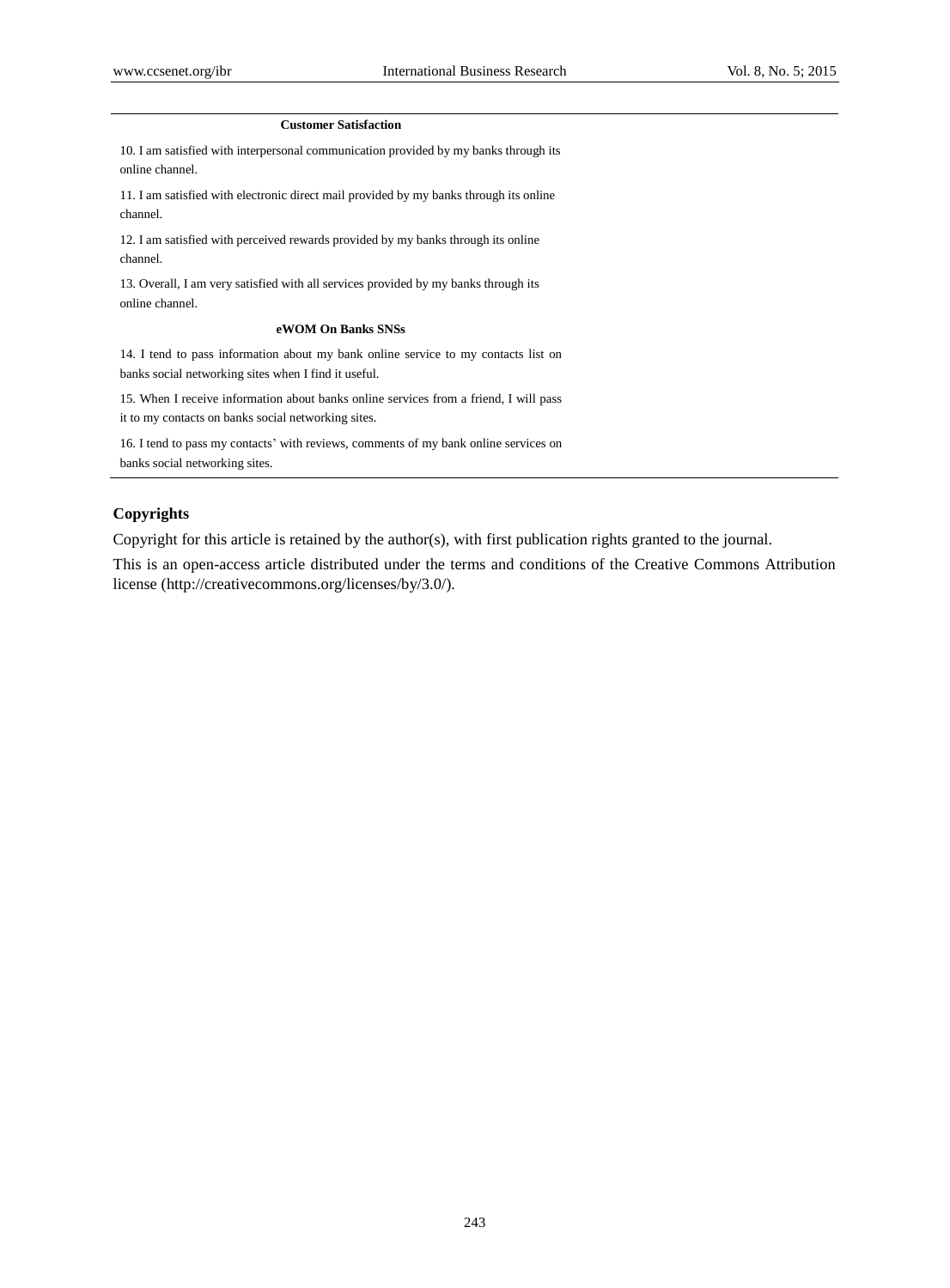| |
|---|
| **Customer Satisfaction** |
| 10. I am satisfied with interpersonal communication provided by my banks through its online channel. |
| 11. I am satisfied with electronic direct mail provided by my banks through its online channel. |
| 12. I am satisfied with perceived rewards provided by my banks through its online channel. |
| 13. Overall, I am very satisfied with all services provided by my banks through its online channel. |
| **eWOM On Banks SNSs** |
| 14. I tend to pass information about my bank online service to my contacts list on banks social networking sites when I find it useful. |
| 15. When I receive information about banks online services from a friend, I will pass it to my contacts on banks social networking sites. |
| 16. I tend to pass my contacts' with reviews, comments of my bank online services on banks social networking sites. |

## Copyrights

Copyright for this article is retained by the author(s), with first publication rights granted to the journal.

This is an open-access article distributed under the terms and conditions of the Creative Commons Attribution license (http://creativecommons.org/licenses/by/3.0/).